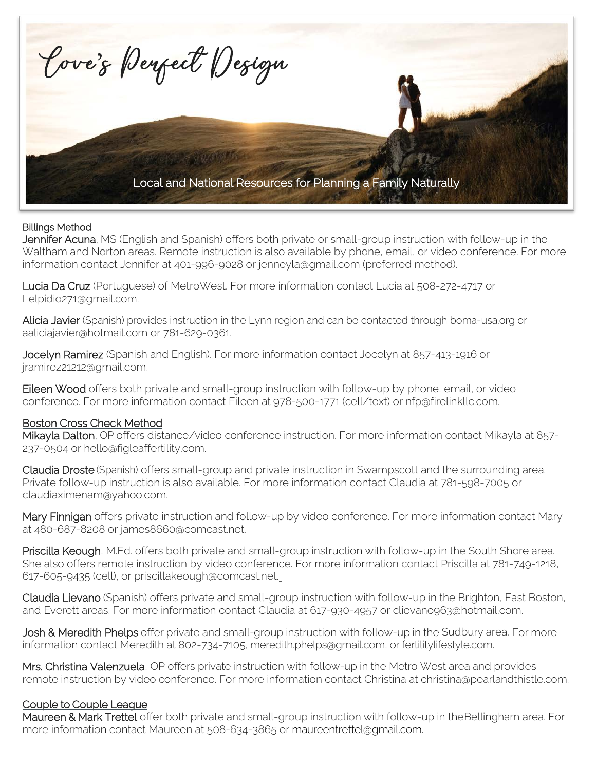# Love's Perfect Design

Local and National Resources for Planning a Family Naturally

## Billings Method

**Jennifer Acuna**, MS (English and Spanish) offers both private or small-group instruction with follow-up in the Waltham and Norton areas. Remote instruction is also available by phone, email, or video conference. For more information contact Jennifer at 401-996-9028 or jenneyla@gmail.com (preferred method).

**Lucia Da Cruz** (Portuguese) of MetroWest. For more information contact Lucia at 508-272-4717 or Lelpidio271@gmail.com.

**Alicia Javier** (Spanish) provides instruction in the Lynn region and can be contacted through boma-usa.org or aaliciajavier@hotmail.com or 781-629-0361.

**Jocelyn Ramirez** (Spanish and English). For more information contact Jocelyn at 857-413-1916 or jramirez21212@gmail.com.

**Eileen Wood** offers both private and small-group instruction with follow-up by phone, email, or video conference. For more information contact Eileen at 978-500-1771 (cell/text) or nfp@firelinkllc.com.

## Boston Cross Check Method

**Mikayla Dalton**, OP offers distance/video conference instruction. For more information contact Mikayla at 857-237-0504 or hello@figleaffertility.com.

**Claudia Droste** (Spanish) offers small-group and private instruction in Swampscott and the surrounding area. Private follow-up instruction is also available. For more information contact Claudia at 781-598-7005 or claudiaximenam@yahoo.com.

**Mary Finnigan** offers private instruction and follow-up by video conference. For more information contact Mary at 480-687-8208 or james8660@comcast.net.

**Priscilla Keough**, M.Ed. offers both private and small-group instruction with follow-up in the South Shore area. She also offers remote instruction by video conference. For more information contact Priscilla at 781-749-1218, 617-605-9435 (cell), or priscillakeough@comcast.net.

**Claudia Lievano** (Spanish) offers private and small-group instruction with follow-up in the Brighton, East Boston, and Everett areas. For more information contact Claudia at 617-930-4957 or clievano963@hotmail.com.

**Josh & Meredith Phelps** offer private and small-group instruction with follow-up in the Sudbury area. For more information contact Meredith at 802-734-7105, meredith.phelps@gmail.com, or fertilitylifestyle.com.

**Mrs. Christina Valenzuela**, OP offers private instruction with follow-up in the Metro West area and provides remote instruction by video conference. For more information contact Christina at christina@pearlandthistle.com.

## Couple to Couple League

**Maureen & Mark Trettel** offer both private and small-group instruction with follow-up in theBellingham area. For more information contact Maureen at 508-634-3865 or maureentrettel@gmail.com.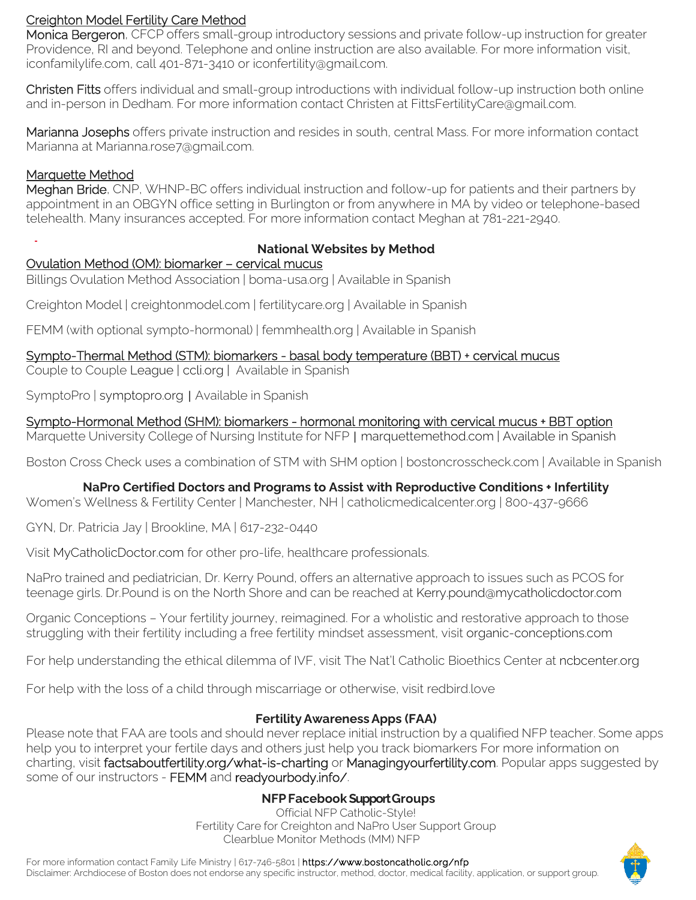Creighton Model Fertility Care Method

**Monica Bergeron**, CFCP offers small-group introductory sessions and private follow-up instruction for greater Providence, RI and beyond. Telephone and online instruction are also available. For more information visit, iconfamilylife.com, call 401-871-3410 or iconfertility@gmail.com.

**Christen Fitts** offers individual and small-group introductions with individual follow-up instruction both online and in-person in Dedham. For more information contact Christen at FittsFertilityCare@gmail.com.

**Marianna Josephs** offers private instruction and resides in south, central Mass. For more information contact Marianna at Marianna.rose7@gmail.com.

Marquette Method

**Meghan Bride**, CNP, WHNP-BC offers individual instruction and follow-up for patients and their partners by appointment in an OBGYN office setting in Burlington or from anywhere in MA by video or telephone-based telehealth. Many insurances accepted. For more information contact Meghan at 781-221-2940.

## National Websites by Method

Ovulation Method (OM): biomarker – cervical mucus

Billings Ovulation Method Association | boma-usa.org | Available in Spanish

Creighton Model | creightonmodel.com | fertilitycare.org | Available in Spanish

FEMM (with optional sympto-hormonal) | femmhealth.org | Available in Spanish

Sympto-Thermal Method (STM): biomarkers - basal body temperature (BBT) + cervical mucus

Couple to Couple League | ccli.org | Available in Spanish

SymptoPro | symptopro.org | Available in Spanish

Sympto-Hormonal Method (SHM): biomarkers - hormonal monitoring with cervical mucus + BBT option

Marquette University College of Nursing Institute for NFP | marquettemethod.com | Available in Spanish

Boston Cross Check uses a combination of STM with SHM option | bostoncrosscheck.com | Available in Spanish

## NaPro Certified Doctors and Programs to Assist with Reproductive Conditions + Infertility

Women's Wellness & Fertility Center | Manchester, NH | catholicmedicalcenter.org | 800-437-9666

GYN, Dr. Patricia Jay | Brookline, MA | 617-232-0440

Visit MyCatholicDoctor.com for other pro-life, healthcare professionals.

NaPro trained and pediatrician, Dr. Kerry Pound, offers an alternative approach to issues such as PCOS for teenage girls. Dr.Pound is on the North Shore and can be reached at Kerry.pound@mycatholicdoctor.com

Organic Conceptions – Your fertility journey, reimagined. For a wholistic and restorative approach to those struggling with their fertility including a free fertility mindset assessment, visit organic-conceptions.com

For help understanding the ethical dilemma of IVF, visit The Nat'l Catholic Bioethics Center at ncbcenter.org

For help with the loss of a child through miscarriage or otherwise, visit redbird.love

## Fertility Awareness Apps (FAA)

Please note that FAA are tools and should never replace initial instruction by a qualified NFP teacher. Some apps help you to interpret your fertile days and others just help you track biomarkers For more information on charting, visit factsaboutfertility.org/what-is-charting or Managingyourfertility.com. Popular apps suggested by some of our instructors - FEMM and readyourbody.info/.

## NFP Facebook Support Groups

Official NFP Catholic-Style!

Fertility Care for Creighton and NaPro User Support Group

Clearblue Monitor Methods (MM) NFP

For more information contact Family Life Ministry | 617-746-5801 | https://www.bostoncatholic.org/nfp

Disclaimer: Archdiocese of Boston does not endorse any specific instructor, method, doctor, medical facility, application, or support group.